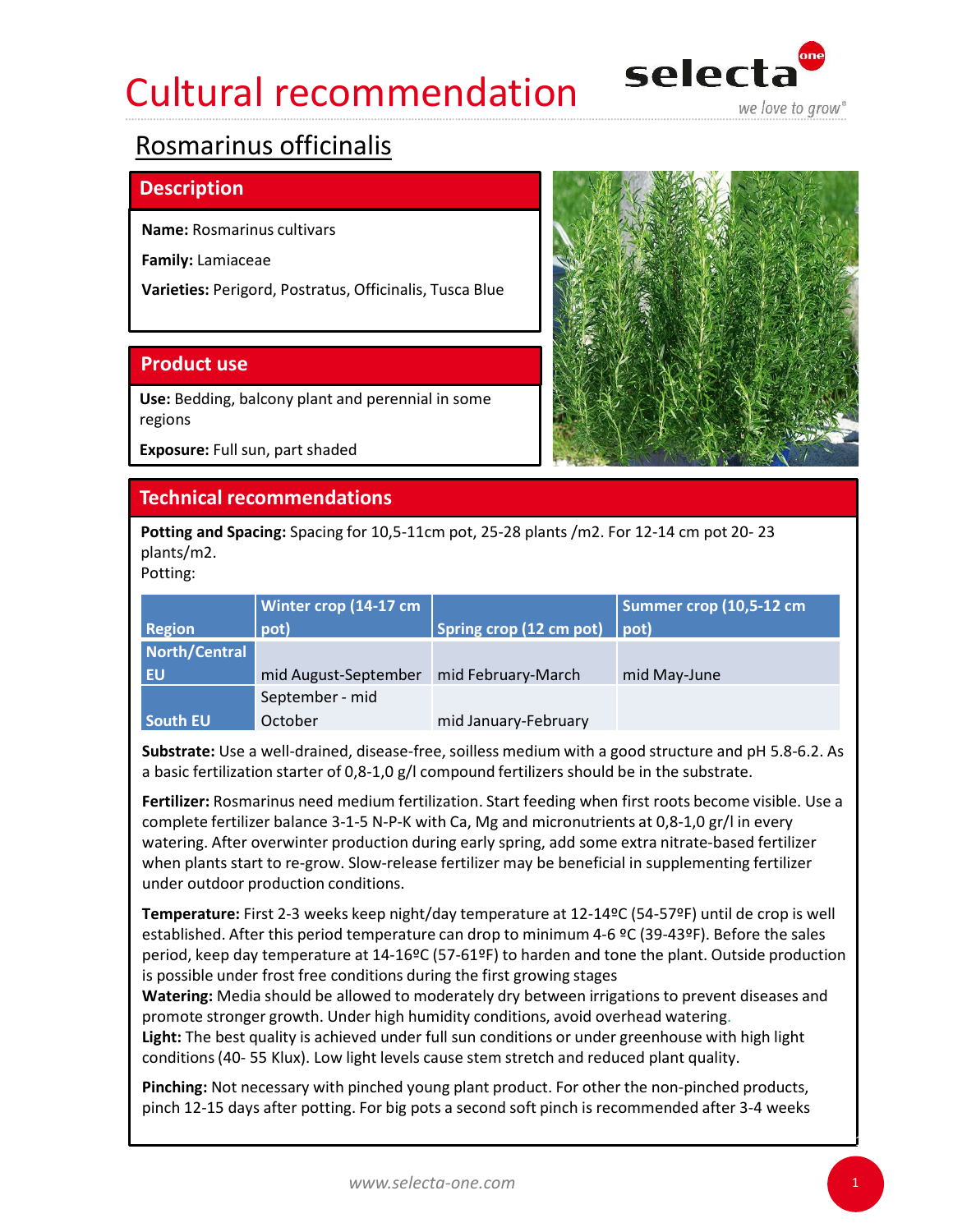# Cultural recommendation

## Rosmarinus officinalis

### Description

**Name:** Rosmarinus cultivars

**Family:** Lamiaceae

**Varieties:** Perigord, Postratus, Officinalis, Tusca Blue

### Product use

**Use:** Bedding, balcony plant and perennial in some regions

**Exposure:** Full sun, part shaded

### Technical recommendations

**Potting and Spacing:** Spacing for 10,5-11cm pot, 25-28 plants /m2. For 12-14 cm pot 20- 23 plants/m2.
Potting:

| Region | Winter crop (14-17 cm pot) | Spring crop (12 cm pot) | Summer crop (10,5-12 cm pot) |
|---|---|---|---|
| North/Central EU | mid August-September | mid February-March | mid May-June |
| South EU | September - mid October | mid January-February | |

**Substrate:** Use a well-drained, disease-free, soilless medium with a good structure and pH 5.8-6.2. As a basic fertilization starter of 0,8-1,0 g/l compound fertilizers should be in the substrate.

**Fertilizer:** Rosmarinus need medium fertilization. Start feeding when first roots become visible. Use a complete fertilizer balance 3-1-5 N-P-K with Ca, Mg and micronutrients at 0,8-1,0 gr/l in every watering. After overwinter production during early spring, add some extra nitrate-based fertilizer when plants start to re-grow. Slow-release fertilizer may be beneficial in supplementing fertilizer under outdoor production conditions.

**Temperature:** First 2-3 weeks keep night/day temperature at 12-14ºC (54-57ºF) until de crop is well established. After this period temperature can drop to minimum 4-6 ºC (39-43ºF). Before the sales period, keep day temperature at 14-16ºC (57-61ºF) to harden and tone the plant. Outside production is possible under frost free conditions during the first growing stages

**Watering:** Media should be allowed to moderately dry between irrigations to prevent diseases and promote stronger growth. Under high humidity conditions, avoid overhead watering.

**Light:** The best quality is achieved under full sun conditions or under greenhouse with high light conditions (40- 55 Klux). Low light levels cause stem stretch and reduced plant quality.

**Pinching:** Not necessary with pinched young plant product. For other the non-pinched products, pinch 12-15 days after potting. For big pots a second soft pinch is recommended after 3-4 weeks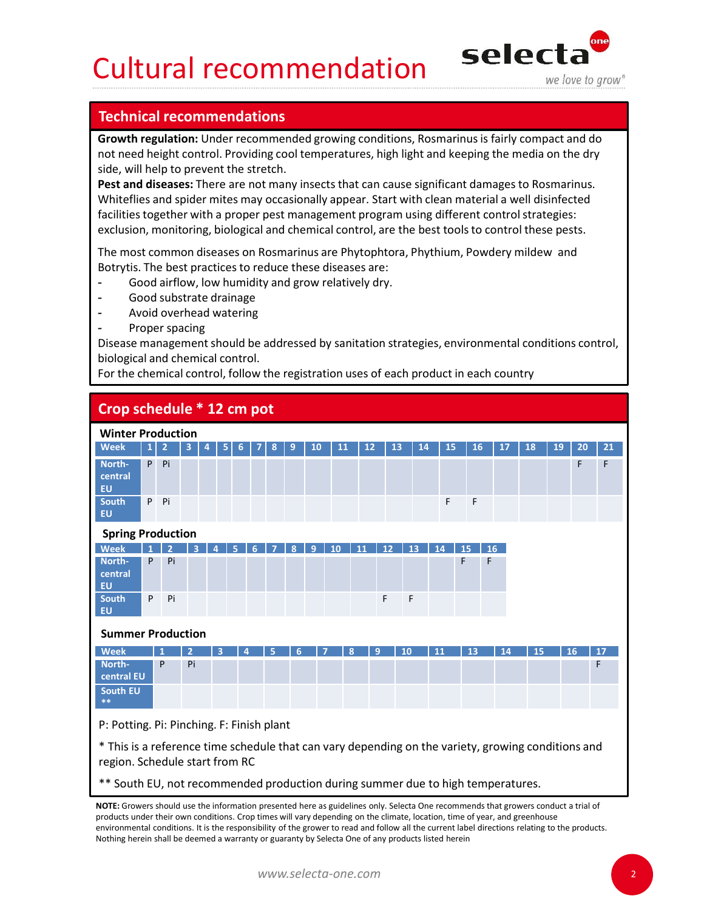# Cultural recommendation

## Technical recommendations

**Growth regulation:** Under recommended growing conditions, Rosmarinus is fairly compact and do not need height control. Providing cool temperatures, high light and keeping the media on the dry side, will help to prevent the stretch.

**Pest and diseases:** There are not many insects that can cause significant damages to Rosmarinus. Whiteflies and spider mites may occasionally appear. Start with clean material a well disinfected facilities together with a proper pest management program using different control strategies: exclusion, monitoring, biological and chemical control, are the best tools to control these pests.

The most common diseases on Rosmarinus are Phytophtora, Phythium, Powdery mildew and Botrytis. The best practices to reduce these diseases are:

- Good airflow, low humidity and grow relatively dry.
- Good substrate drainage
- Avoid overhead watering
- Proper spacing

Disease management should be addressed by sanitation strategies, environmental conditions control, biological and chemical control.

For the chemical control, follow the registration uses of each product in each country

## Crop schedule * 12 cm pot

**Winter Production**

| Week | 1 | 2 | 3 | 4 | 5 | 6 | 7 | 8 | 9 | 10 | 11 | 12 | 13 | 14 | 15 | 16 | 17 | 18 | 19 | 20 | 21 |
|---|---|---|---|---|---|---|---|---|---|---|---|---|---|---|---|---|---|---|---|---|---|
| North-central EU | P | Pi | | | | | | | | | | | | | | | | | | F | F |
| South EU | P | Pi | | | | | | | | | | | | | F | F | | | | | |

**Spring Production**

| Week | 1 | 2 | 3 | 4 | 5 | 6 | 7 | 8 | 9 | 10 | 11 | 12 | 13 | 14 | 15 | 16 |
|---|---|---|---|---|---|---|---|---|---|---|---|---|---|---|---|---|
| North-central EU | P | Pi | | | | | | | | | | | | | F | F |
| South EU | P | Pi | | | | | | | | | | F | F | | | |

**Summer Production**

| Week | 1 | 2 | 3 | 4 | 5 | 6 | 7 | 8 | 9 | 10 | 11 | 13 | 14 | 15 | 16 | 17 |
|---|---|---|---|---|---|---|---|---|---|---|---|---|---|---|---|---|
| North-central EU | P | Pi | | | | | | | | | | | | | | F |
| South EU ** | | | | | | | | | | | | | | | | |

P: Potting. Pi: Pinching. F: Finish plant

* This is a reference time schedule that can vary depending on the variety, growing conditions and region. Schedule start from RC

** South EU, not recommended production during summer due to high temperatures.

**NOTE:** Growers should use the information presented here as guidelines only. Selecta One recommends that growers conduct a trial of products under their own conditions. Crop times will vary depending on the climate, location, time of year, and greenhouse environmental conditions. It is the responsibility of the grower to read and follow all the current label directions relating to the products. Nothing herein shall be deemed a warranty or guaranty by Selecta One of any products listed herein

www.selecta-one.com